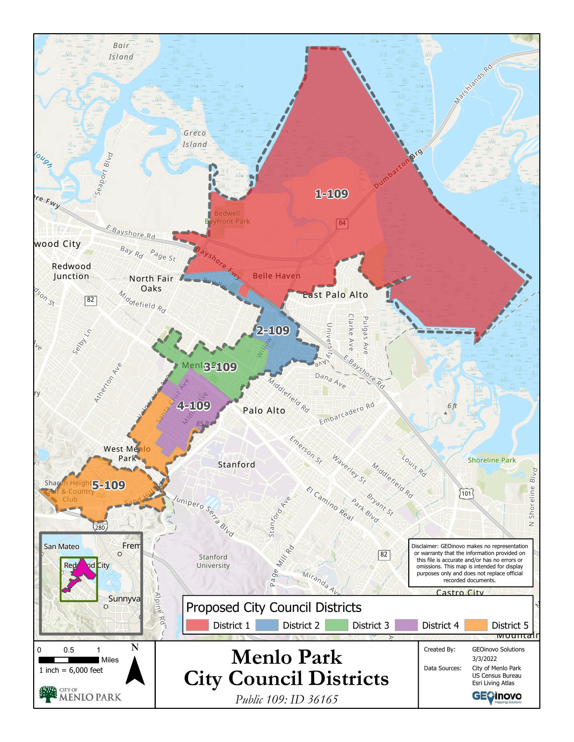# Menlo Park City Council Districts

*Public 109: ID 36165*

## Proposed City Council Districts

District 1
District 2
District 3
District 4
District 5

1-109
2-109
3-109
4-109
5-109

0 0.5 1 Miles
1 inch = 6,000 feet

N

Disclaimer: GEOinovo makes no representation or warranty that the information provided on this file is accurate and/or has no errors or omissions. This map is intended for display purposes only and does not replace official recorded documents.

Created By: GEOinovo Solutions
3/3/2022

Data Sources: City of Menlo Park
US Census Bureau
Esri Living Atlas

CITY OF MENLO PARK

GEOinovo Mapping Solutions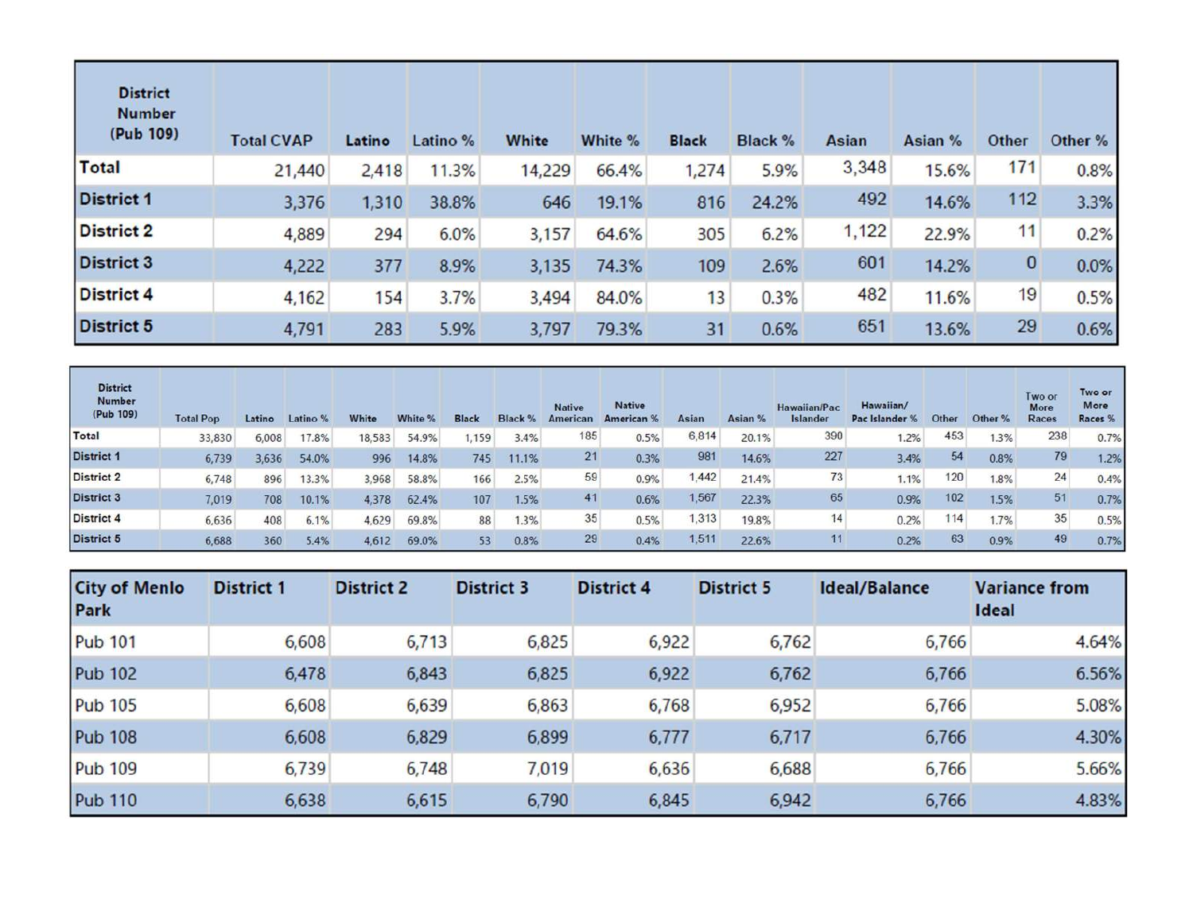| District Number (Pub 109) | Total CVAP | Latino | Latino % | White | White % | Black | Black % | Asian | Asian % | Other | Other % |
|---|---|---|---|---|---|---|---|---|---|---|---|
| **Total** | 21,440 | 2,418 | 11.3% | 14,229 | 66.4% | 1,274 | 5.9% | 3,348 | 15.6% | 171 | 0.8% |
| **District 1** | 3,376 | 1,310 | 38.8% | 646 | 19.1% | 816 | 24.2% | 492 | 14.6% | 112 | 3.3% |
| **District 2** | 4,889 | 294 | 6.0% | 3,157 | 64.6% | 305 | 6.2% | 1,122 | 22.9% | 11 | 0.2% |
| **District 3** | 4,222 | 377 | 8.9% | 3,135 | 74.3% | 109 | 2.6% | 601 | 14.2% | 0 | 0.0% |
| **District 4** | 4,162 | 154 | 3.7% | 3,494 | 84.0% | 13 | 0.3% | 482 | 11.6% | 19 | 0.5% |
| **District 5** | 4,791 | 283 | 5.9% | 3,797 | 79.3% | 31 | 0.6% | 651 | 13.6% | 29 | 0.6% |

| District Number (Pub 109) | Total Pop | Latino | Latino % | White | White % | Black | Black % | Native American | Native American % | Asian | Asian % | Hawaiian/Pac Islander | Hawaiian/ Pac Islander % | Other | Other % | Two or More Races | Two or More Races % |
|---|---|---|---|---|---|---|---|---|---|---|---|---|---|---|---|---|---|
| Total | 33,830 | 6,008 | 17.8% | 18,583 | 54.9% | 1,159 | 3.4% | 185 | 0.5% | 6,814 | 20.1% | 390 | 1.2% | 453 | 1.3% | 238 | 0.7% |
| District 1 | 6,739 | 3,636 | 54.0% | 996 | 14.8% | 745 | 11.1% | 21 | 0.3% | 981 | 14.6% | 227 | 3.4% | 54 | 0.8% | 79 | 1.2% |
| District 2 | 6,748 | 896 | 13.3% | 3,968 | 58.8% | 166 | 2.5% | 59 | 0.9% | 1,442 | 21.4% | 73 | 1.1% | 120 | 1.8% | 24 | 0.4% |
| District 3 | 7,019 | 708 | 10.1% | 4,378 | 62.4% | 107 | 1.5% | 41 | 0.6% | 1,567 | 22.3% | 65 | 0.9% | 102 | 1.5% | 51 | 0.7% |
| District 4 | 6,636 | 408 | 6.1% | 4,629 | 69.8% | 88 | 1.3% | 35 | 0.5% | 1,313 | 19.8% | 14 | 0.2% | 114 | 1.7% | 35 | 0.5% |
| District 5 | 6,688 | 360 | 5.4% | 4,612 | 69.0% | 53 | 0.8% | 29 | 0.4% | 1,511 | 22.6% | 11 | 0.2% | 63 | 0.9% | 49 | 0.7% |

| City of Menlo Park | District 1 | District 2 | District 3 | District 4 | District 5 | Ideal/Balance | Variance from Ideal |
|---|---|---|---|---|---|---|---|
| Pub 101 | 6,608 | 6,713 | 6,825 | 6,922 | 6,762 | 6,766 | 4.64% |
| Pub 102 | 6,478 | 6,843 | 6,825 | 6,922 | 6,762 | 6,766 | 6.56% |
| Pub 105 | 6,608 | 6,639 | 6,863 | 6,768 | 6,952 | 6,766 | 5.08% |
| Pub 108 | 6,608 | 6,829 | 6,899 | 6,777 | 6,717 | 6,766 | 4.30% |
| Pub 109 | 6,739 | 6,748 | 7,019 | 6,636 | 6,688 | 6,766 | 5.66% |
| Pub 110 | 6,638 | 6,615 | 6,790 | 6,845 | 6,942 | 6,766 | 4.83% |